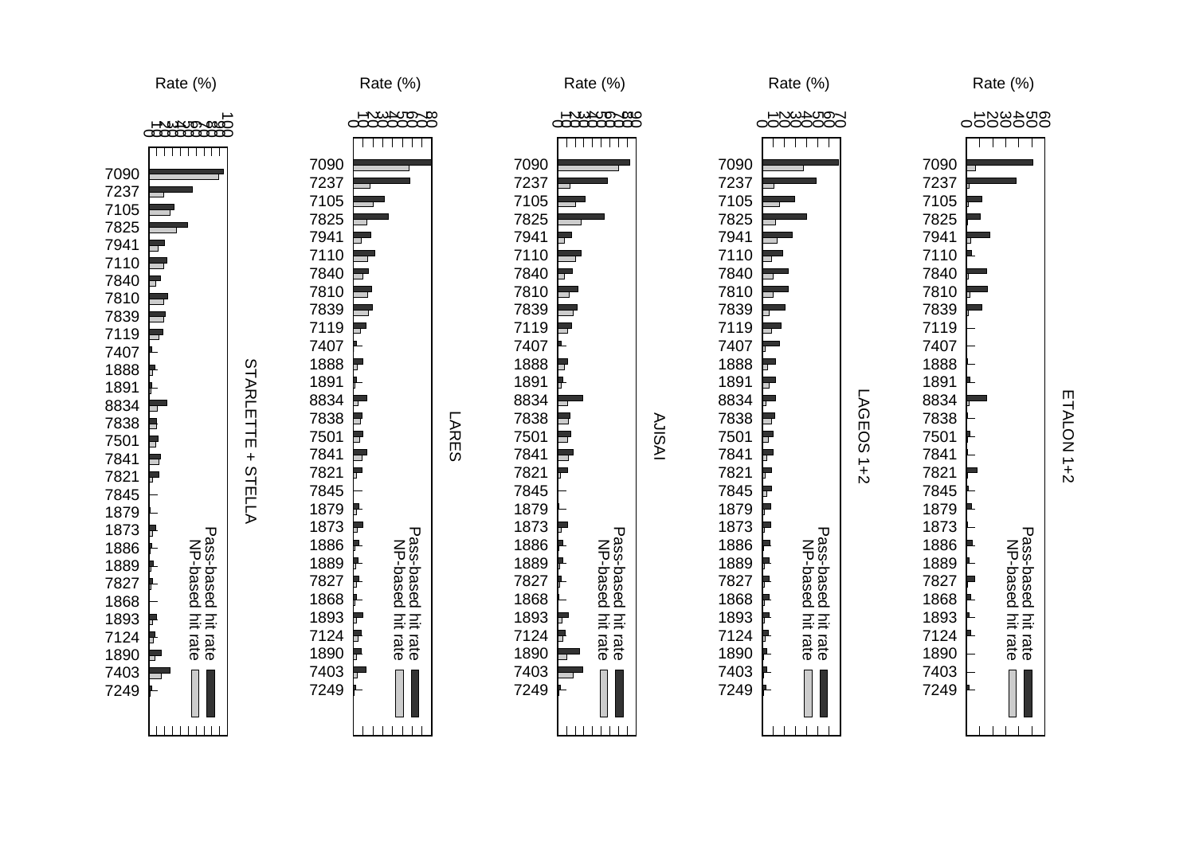Rate (%)

STARLETTE + STELLA

LARES

AJISAI

LAGEOS 1+2

ETALON 1+2

7090
7237
7105
7825
7941
7110
7840
7810
7839
7119
7407
1888
1891
8834
7838
7501
7841
7821
7845
1879
1873
1886
1889
7827
1868
1893
7124
1890
7403
7249

Pass-based hit rate
NP-based hit rate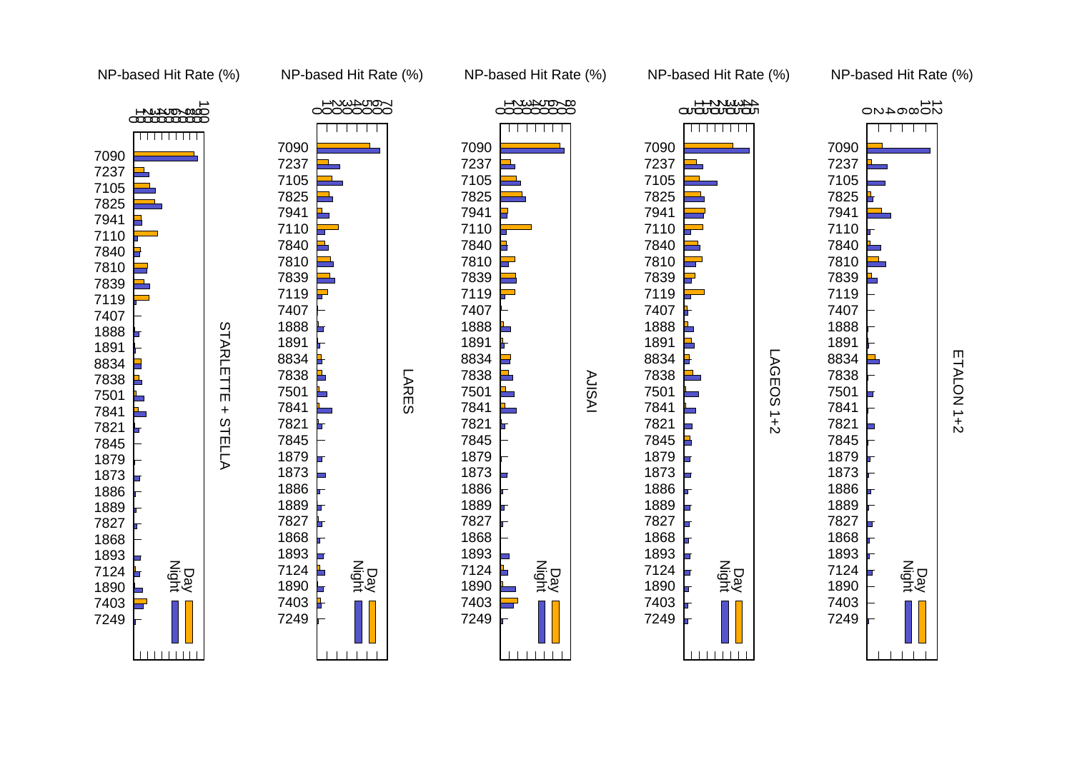NP-based Hit Rate (%)

STARLETTE + STELLA | LARES | AJISAI | LAGEOS 1+2 | ETALON 1+2

Stations: 7090, 7237, 7105, 7825, 7941, 7110, 7840, 7810, 7839, 7119, 7407, 1888, 1891, 8834, 7838, 7501, 7841, 7821, 7845, 1879, 1873, 1886, 1889, 7827, 1868, 1893, 7124, 1890, 7403, 7249

Day / Night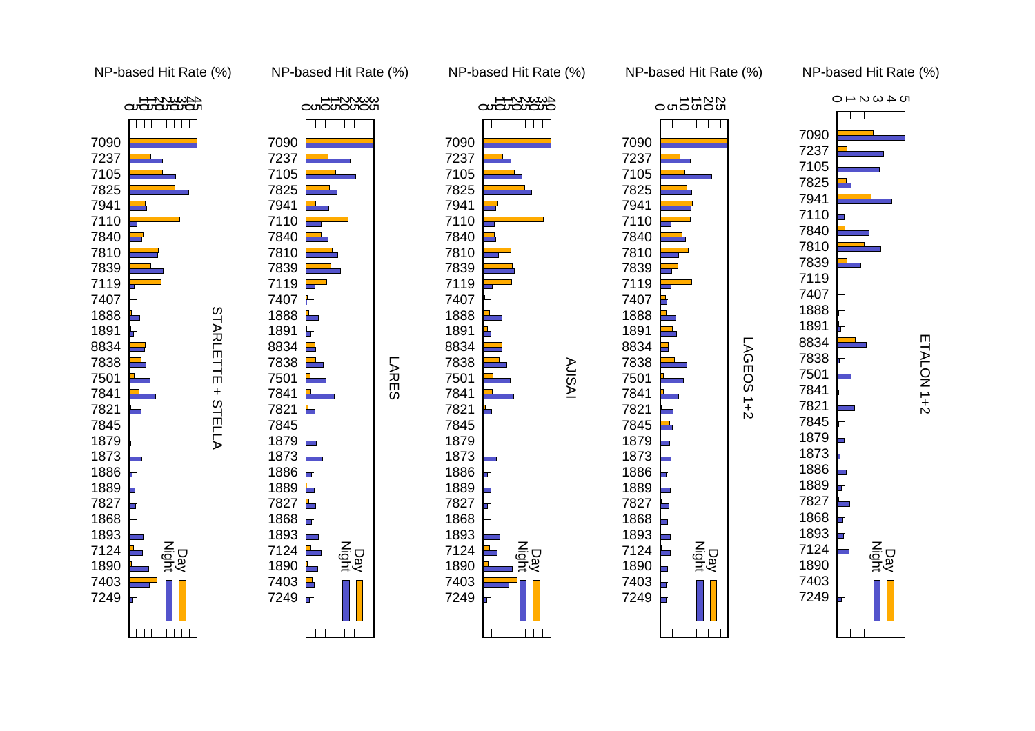NP-based Hit Rate (%)

STARLETTE + STELLA

NP-based Hit Rate (%)

LARES

NP-based Hit Rate (%)

AJISAI

NP-based Hit Rate (%)

LAGEOS 1+2

NP-based Hit Rate (%)

ETALON 1+2

Stations: 7090, 7237, 7105, 7825, 7941, 7110, 7840, 7810, 7839, 7119, 7407, 1888, 1891, 8834, 7838, 7501, 7841, 7821, 7845, 1879, 1873, 1886, 1889, 7827, 1868, 1893, 7124, 1890, 7403, 7249

Day

Night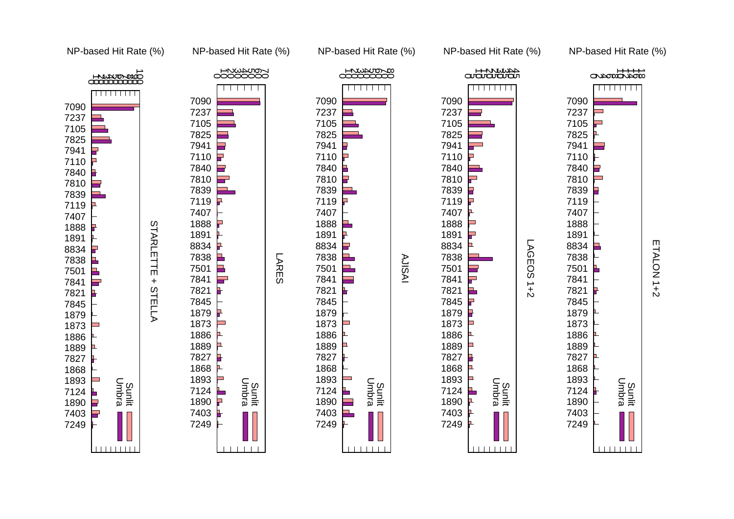NP-based Hit Rate (%)

STARLETTE + STELLA

LARES

AJISAI

LAGEOS 1+2

ETALON 1+2

7090
7237
7105
7825
7941
7110
7840
7810
7839
7119
7407
1888
1891
8834
7838
7501
7841
7821
7845
1879
1873
1886
1889
7827
1868
1893
7124
1890
7403
7249

Sunlit
Umbra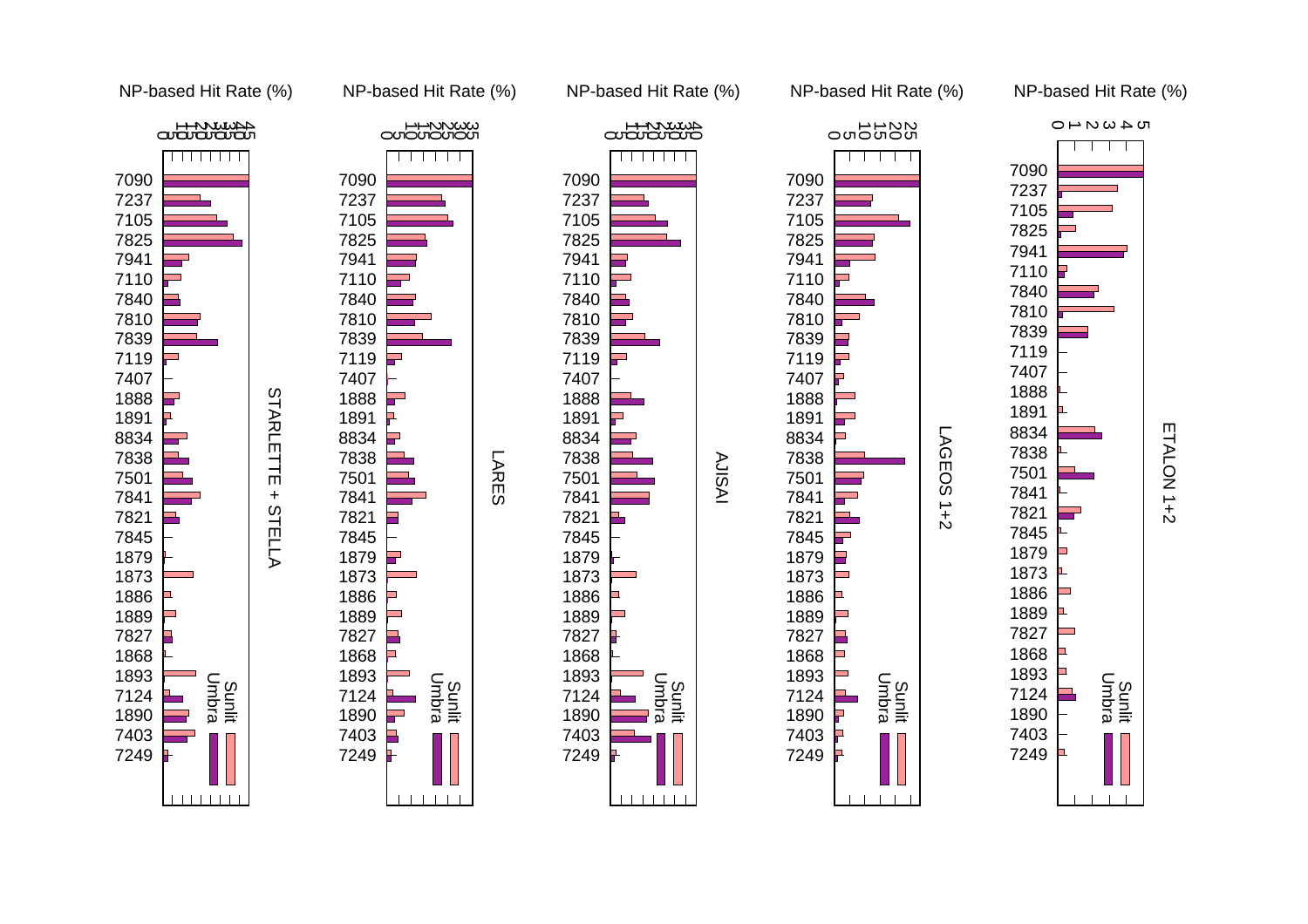NP-based Hit Rate (%)

**STARLETTE + STELLA** · **LARES** · **AJISAI** · **LAGEOS 1+2** · **ETALON 1+2**

Legend: Sunlit, Umbra

Stations (in order): 7090, 7237, 7105, 7825, 7941, 7110, 7840, 7810, 7839, 7119, 7407, 1888, 1891, 8834, 7838, 7501, 7841, 7821, 7845, 1879, 1873, 1886, 1889, 7827, 1868, 1893, 7124, 1890, 7403, 7249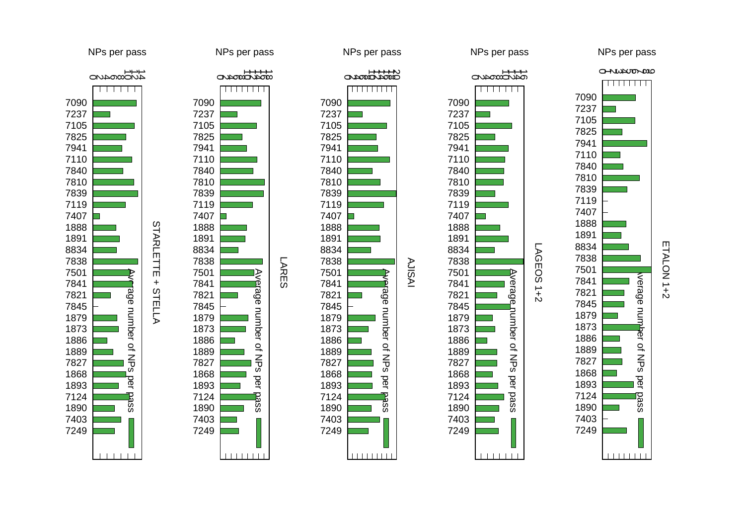NPs per pass

STARLETTE + STELLA

| Station |
|---|
| 7090 |
| 7237 |
| 7105 |
| 7825 |
| 7941 |
| 7110 |
| 7840 |
| 7810 |
| 7839 |
| 7119 |
| 7407 |
| 1888 |
| 1891 |
| 8834 |
| 7838 |
| 7501 |
| 7841 |
| 7821 |
| 7845 |
| 1879 |
| 1873 |
| 1886 |
| 1889 |
| 7827 |
| 1868 |
| 1893 |
| 7124 |
| 1890 |
| 7403 |
| 7249 |

Average number of NPs per pass

LARES

Average number of NPs per pass

AJISAI

Average number of NPs per pass

LAGEOS 1+2

Average number of NPs per pass

ETALON 1+2

Average number of NPs per pass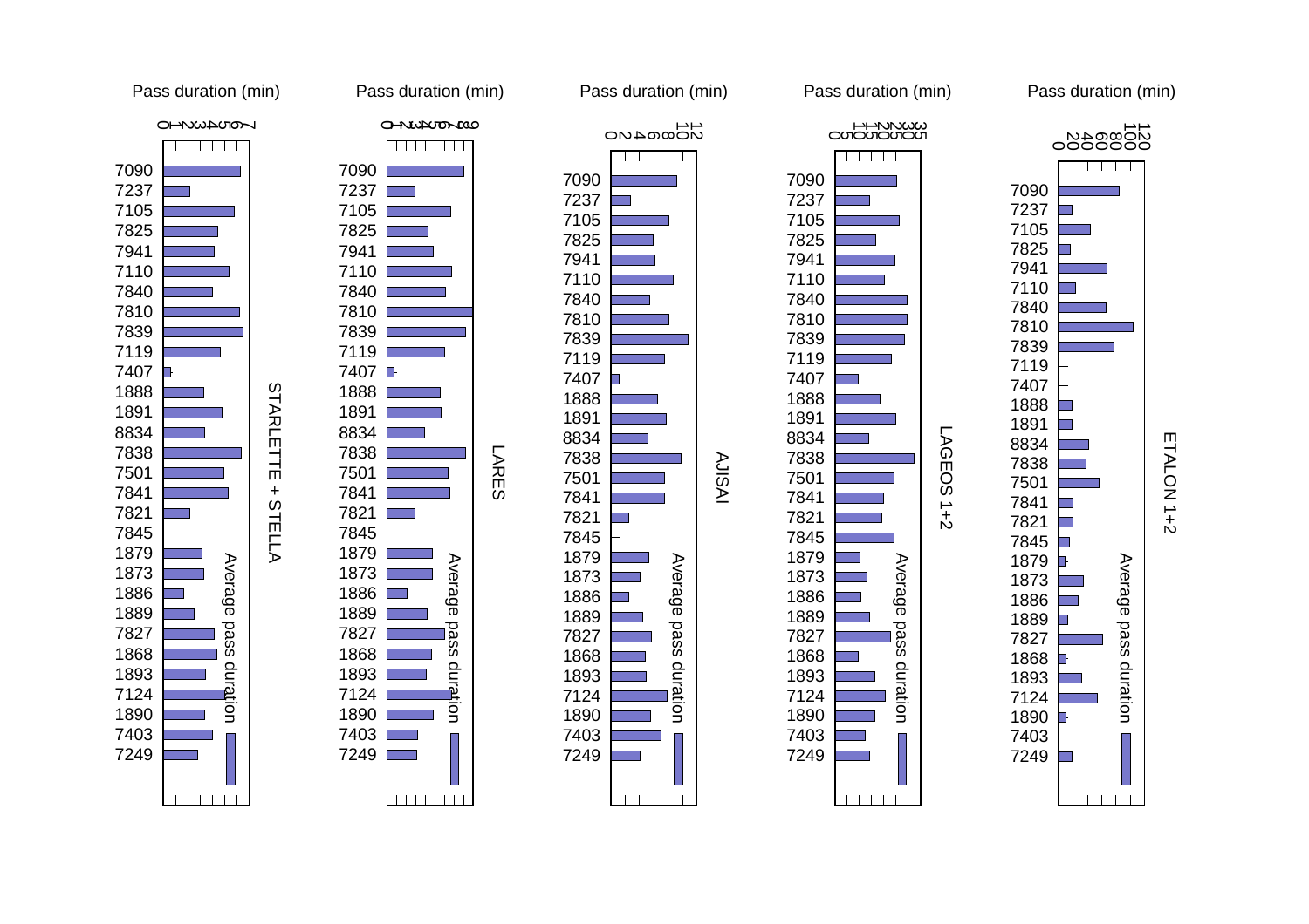Pass duration (min)

STARLETTE + STELLA

LARES

AJISAI

LAGEOS 1+2

ETALON 1+2

Stations: 7090, 7237, 7105, 7825, 7941, 7110, 7840, 7810, 7839, 7119, 7407, 1888, 1891, 8834, 7838, 7501, 7841, 7821, 7845, 1879, 1873, 1886, 1889, 7827, 1868, 1893, 7124, 1890, 7403, 7249

Average pass duration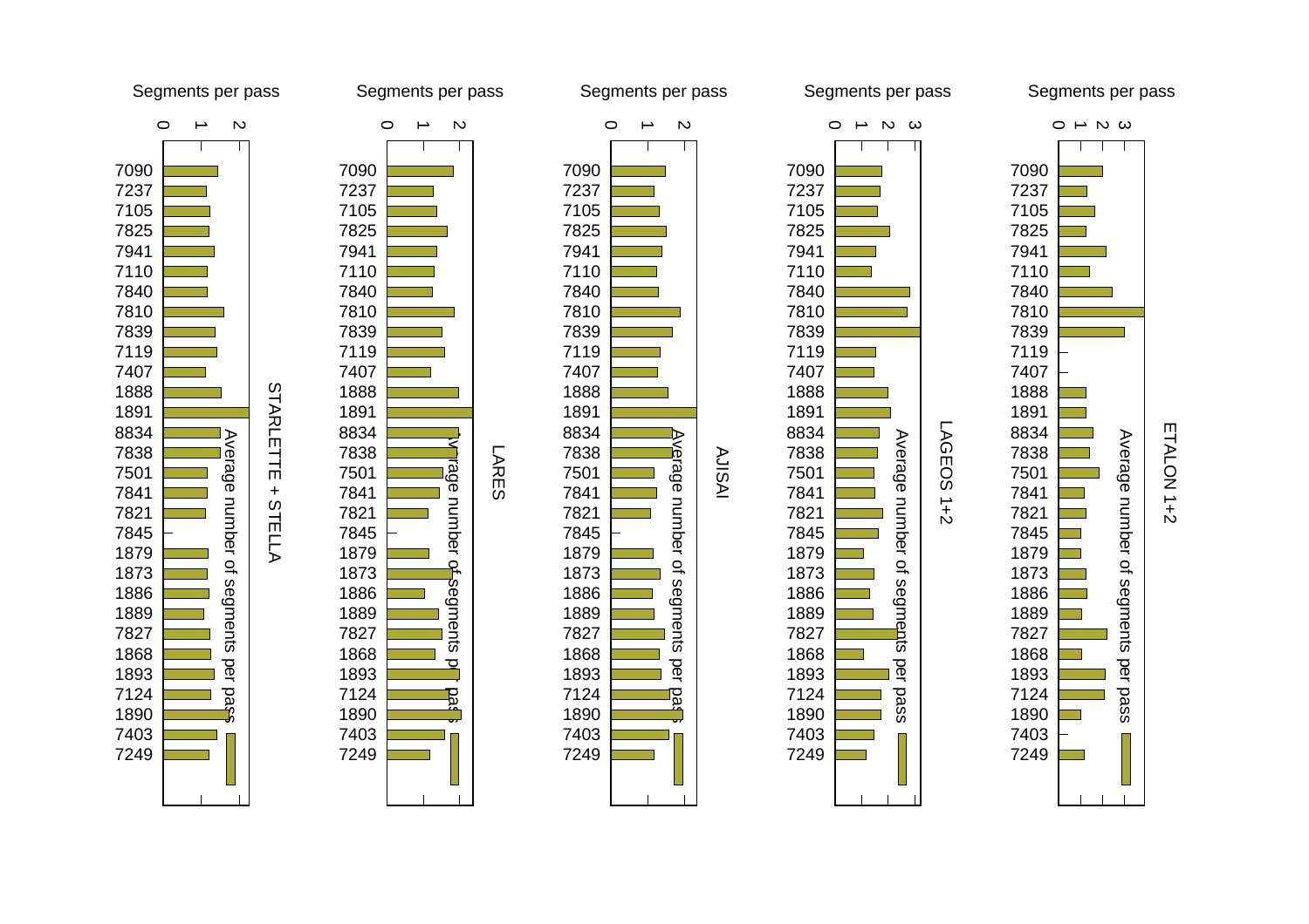Segments per pass

0 1 2

7090
7237
7105
7825
7941
7110
7840
7810
7839
7119
7407
1888
1891
8834
7838
7501
7841
7821
7845
1879
1873
1886
1889
7827
1868
1893
7124
1890
7403
7249

Average number of segments per pass

STARLETTE + STELLA

Segments per pass

0 1 2

LARES

Segments per pass

0 1 2

AJISAI

Segments per pass

0 1 2 3

LAGEOS 1+2

Segments per pass

0 1 2 3

ETALON 1+2